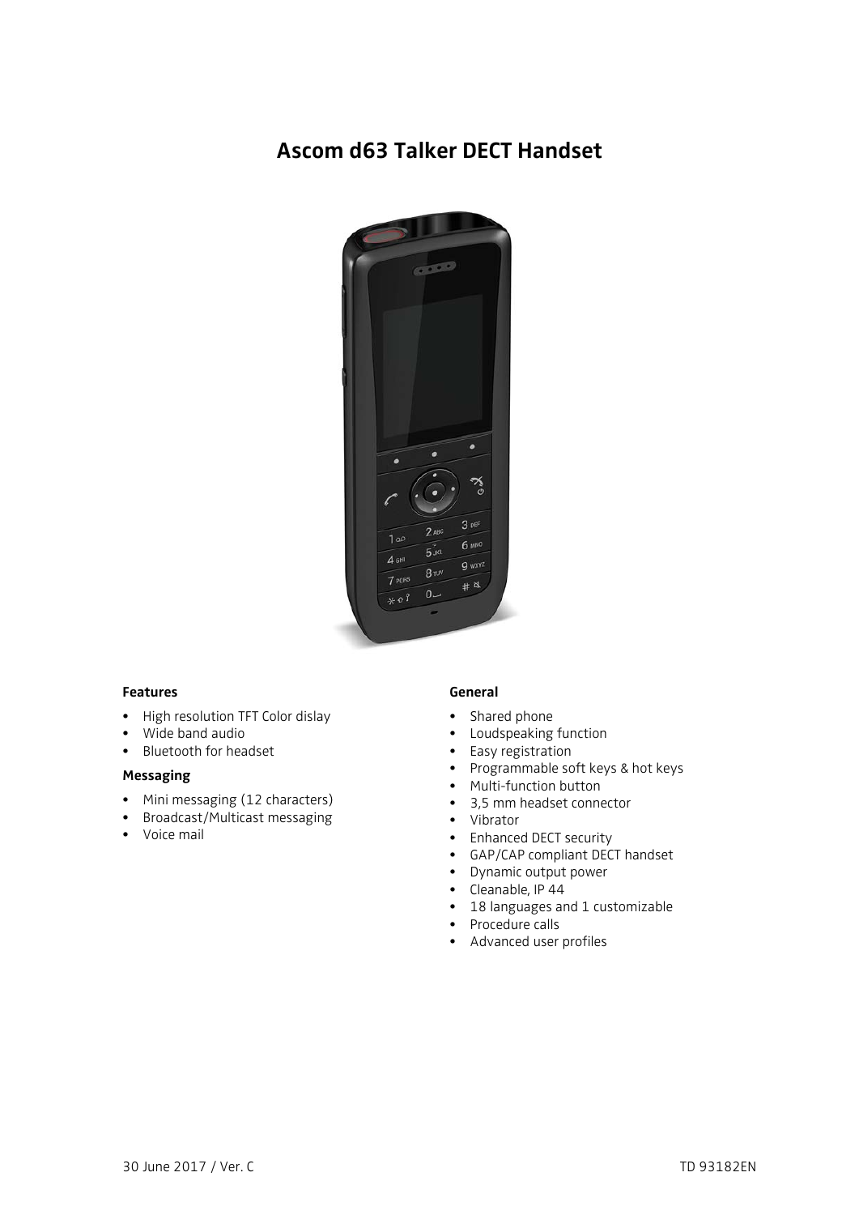# Ascom d63 Talker DECT Handset

### Features

- High resolution TFT Color dislay
- Wide band audio
- Bluetooth for headset

### Messaging

- Mini messaging (12 characters)
- Broadcast/Multicast messaging
- Voice mail

### General

- Shared phone
- Loudspeaking function
- Easy registration
- Programmable soft keys & hot keys
- Multi-function button
- 3,5 mm headset connector
- Vibrator
- Enhanced DECT security
- GAP/CAP compliant DECT handset
- Dynamic output power
- Cleanable, IP 44
- 18 languages and 1 customizable
- Procedure calls
- Advanced user profiles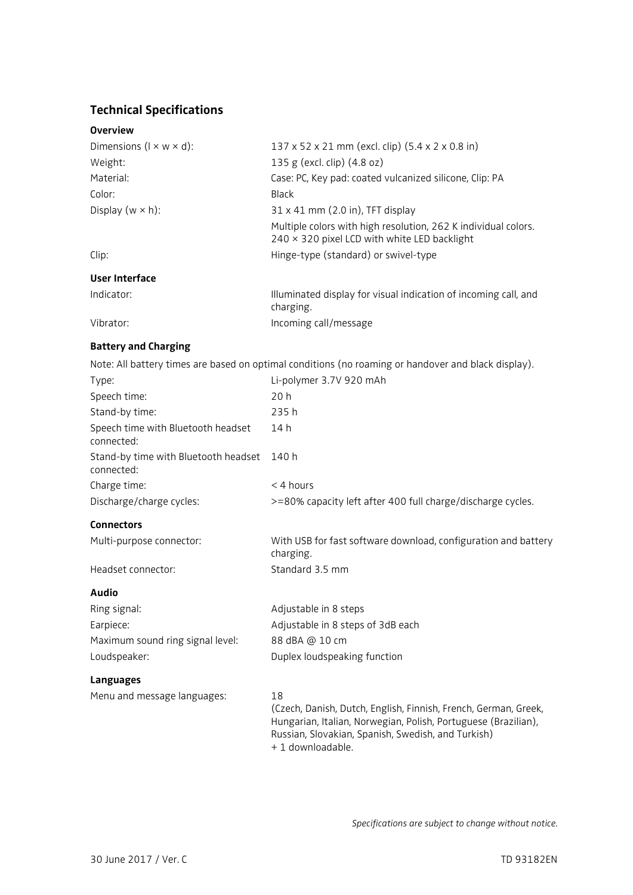## Technical Specifications

### Overview

| | |
|---|---|
| Dimensions (l × w × d): | 137 x 52 x 21 mm (excl. clip) (5.4 x 2 x 0.8 in) |
| Weight: | 135 g (excl. clip) (4.8 oz) |
| Material: | Case: PC, Key pad: coated vulcanized silicone, Clip: PA |
| Color: | Black |
| Display (w × h): | 31 x 41 mm (2.0 in), TFT display |
| | Multiple colors with high resolution, 262 K individual colors. 240 × 320 pixel LCD with white LED backlight |
| Clip: | Hinge-type (standard) or swivel-type |

### User Interface

| | |
|---|---|
| Indicator: | Illuminated display for visual indication of incoming call, and charging. |
| Vibrator: | Incoming call/message |

### Battery and Charging

Note: All battery times are based on optimal conditions (no roaming or handover and black display).

| | |
|---|---|
| Type: | Li-polymer 3.7V 920 mAh |
| Speech time: | 20 h |
| Stand-by time: | 235 h |
| Speech time with Bluetooth headset connected: | 14 h |
| Stand-by time with Bluetooth headset connected: | 140 h |
| Charge time: | < 4 hours |
| Discharge/charge cycles: | >=80% capacity left after 400 full charge/discharge cycles. |

### Connectors

| | |
|---|---|
| Multi-purpose connector: | With USB for fast software download, configuration and battery charging. |
| Headset connector: | Standard 3.5 mm |

### Audio

| | |
|---|---|
| Ring signal: | Adjustable in 8 steps |
| Earpiece: | Adjustable in 8 steps of 3dB each |
| Maximum sound ring signal level: | 88 dBA @ 10 cm |
| Loudspeaker: | Duplex loudspeaking function |

### Languages

| | |
|---|---|
| Menu and message languages: | 18 (Czech, Danish, Dutch, English, Finnish, French, German, Greek, Hungarian, Italian, Norwegian, Polish, Portuguese (Brazilian), Russian, Slovakian, Spanish, Swedish, and Turkish) + 1 downloadable. |

*Specifications are subject to change without notice.*

30 June 2017 / Ver. C

TD 93182EN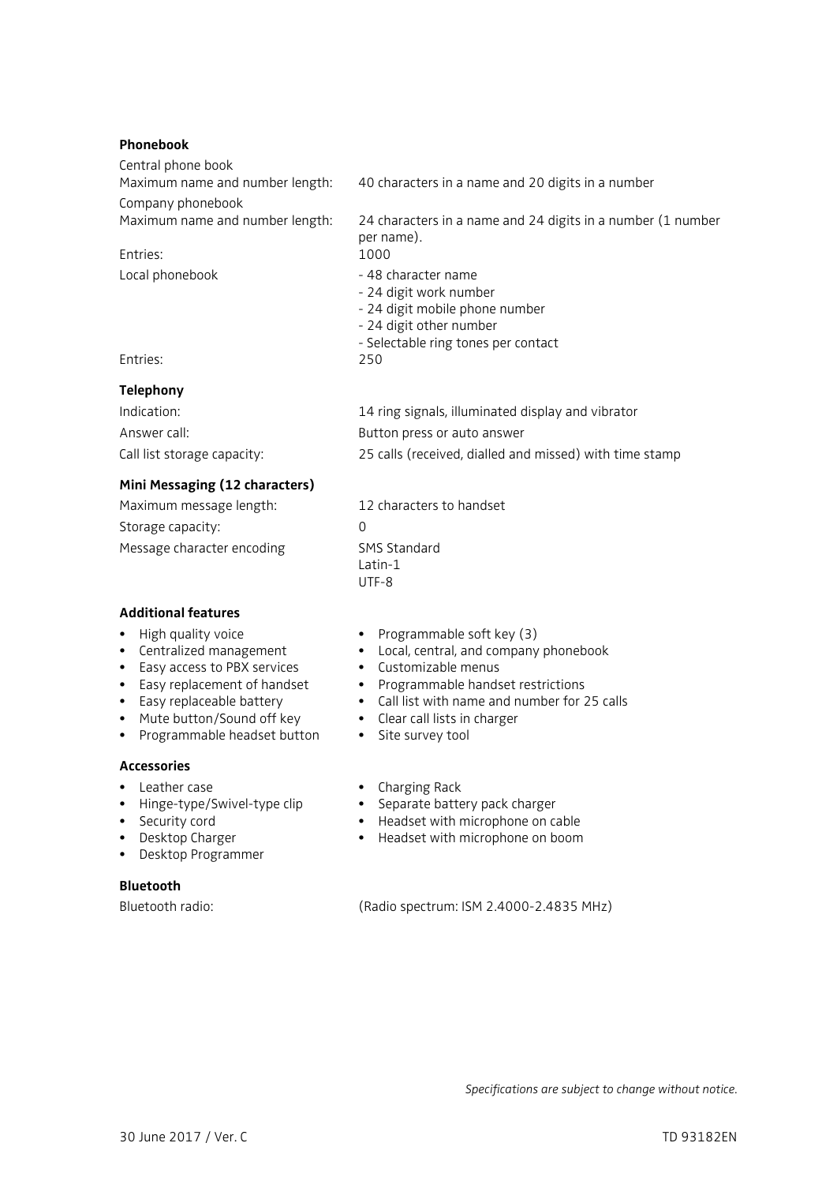### Phonebook

| | |
|---|---|
| Central phone book | |
| Maximum name and number length: | 40 characters in a name and 20 digits in a number |
| Company phonebook | |
| Maximum name and number length: | 24 characters in a name and 24 digits in a number (1 number per name). |
| Entries: | 1000 |
| Local phonebook | - 48 character name<br>- 24 digit work number<br>- 24 digit mobile phone number<br>- 24 digit other number<br>- Selectable ring tones per contact |
| Entries: | 250 |

### Telephony

| | |
|---|---|
| Indication: | 14 ring signals, illuminated display and vibrator |
| Answer call: | Button press or auto answer |
| Call list storage capacity: | 25 calls (received, dialled and missed) with time stamp |

### Mini Messaging (12 characters)

| | |
|---|---|
| Maximum message length: | 12 characters to handset |
| Storage capacity: | 0 |
| Message character encoding | SMS Standard<br>Latin-1<br>UTF-8 |

### Additional features

- High quality voice
- Centralized management
- Easy access to PBX services
- Easy replacement of handset
- Easy replaceable battery
- Mute button/Sound off key
- Programmable headset button
- Programmable soft key (3)
- Local, central, and company phonebook
- Customizable menus
- Programmable handset restrictions
- Call list with name and number for 25 calls
- Clear call lists in charger
- Site survey tool

### Accessories

- Leather case
- Hinge-type/Swivel-type clip
- Security cord
- Desktop Charger
- Desktop Programmer
- Charging Rack
- Separate battery pack charger
- Headset with microphone on cable
- Headset with microphone on boom

### Bluetooth

| | |
|---|---|
| Bluetooth radio: | (Radio spectrum: ISM 2.4000-2.4835 MHz) |

*Specifications are subject to change without notice.*

30 June 2017 / Ver. C

TD 93182EN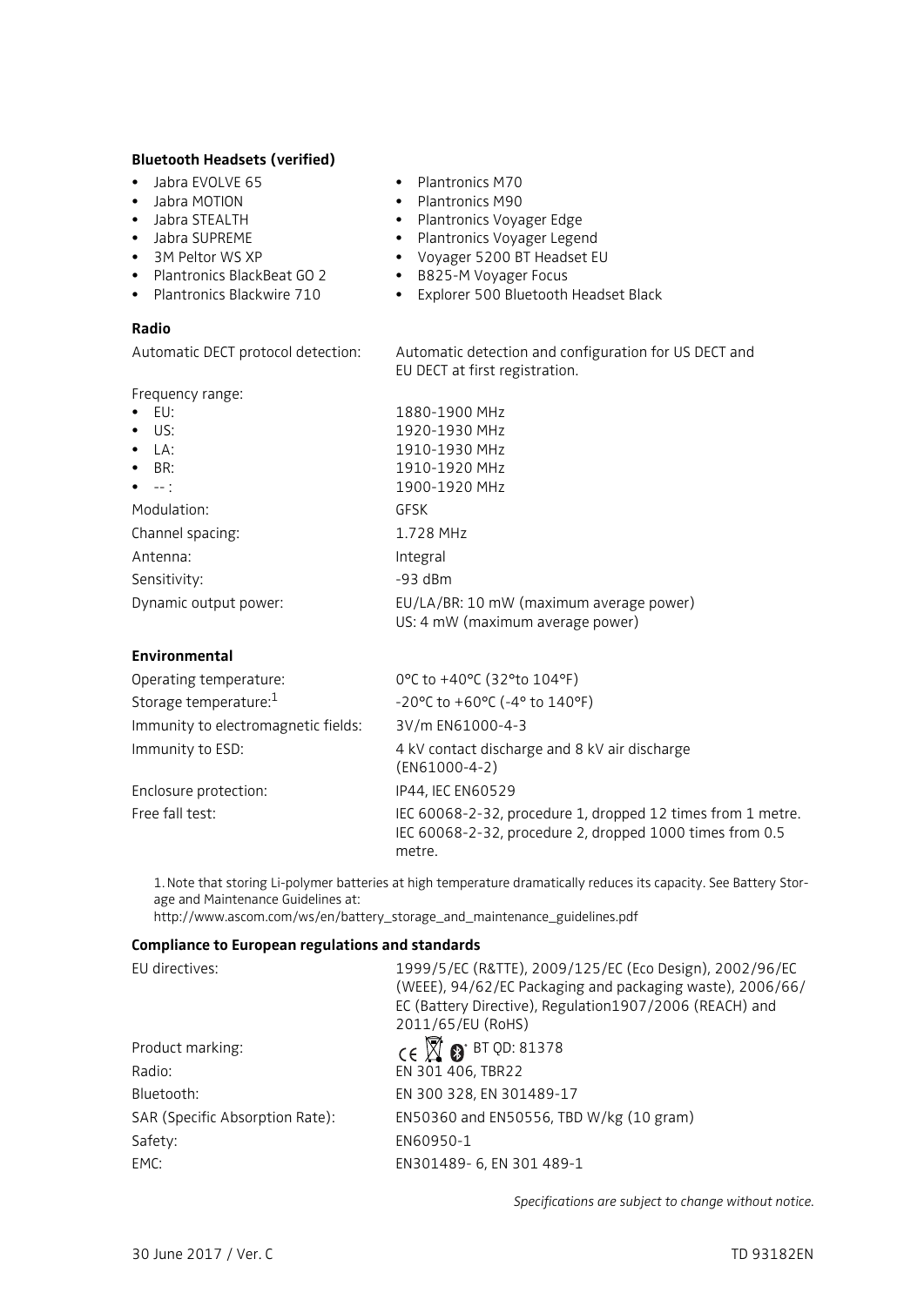**Bluetooth Headsets (verified)**

- Jabra EVOLVE 65
- Jabra MOTION
- Jabra STEALTH
- Jabra SUPREME
- 3M Peltor WS XP
- Plantronics BlackBeat GO 2
- Plantronics Blackwire 710
- Plantronics M70
- Plantronics M90
- Plantronics Voyager Edge
- Plantronics Voyager Legend
- Voyager 5200 BT Headset EU
- B825-M Voyager Focus
- Explorer 500 Bluetooth Headset Black

**Radio**

| | |
|---|---|
| Automatic DECT protocol detection: | Automatic detection and configuration for US DECT and EU DECT at first registration. |
| Frequency range: | |
| • EU: | 1880-1900 MHz |
| • US: | 1920-1930 MHz |
| • LA: | 1910-1930 MHz |
| • BR: | 1910-1920 MHz |
| • -- : | 1900-1920 MHz |
| Modulation: | GFSK |
| Channel spacing: | 1.728 MHz |
| Antenna: | Integral |
| Sensitivity: | -93 dBm |
| Dynamic output power: | EU/LA/BR: 10 mW (maximum average power)<br>US: 4 mW (maximum average power) |

**Environmental**

| | |
|---|---|
| Operating temperature: | 0°C to +40°C (32°to 104°F) |
| Storage temperature:[1] | -20°C to +60°C (-4° to 140°F) |
| Immunity to electromagnetic fields: | 3V/m EN61000-4-3 |
| Immunity to ESD: | 4 kV contact discharge and 8 kV air discharge (EN61000-4-2) |
| Enclosure protection: | IP44, IEC EN60529 |
| Free fall test: | IEC 60068-2-32, procedure 1, dropped 12 times from 1 metre.<br>IEC 60068-2-32, procedure 2, dropped 1000 times from 0.5 metre. |

1. Note that storing Li-polymer batteries at high temperature dramatically reduces its capacity. See Battery Storage and Maintenance Guidelines at: http://www.ascom.com/ws/en/battery_storage_and_maintenance_guidelines.pdf

**Compliance to European regulations and standards**

| | |
|---|---|
| EU directives: | 1999/5/EC (R&TTE), 2009/125/EC (Eco Design), 2002/96/EC (WEEE), 94/62/EC Packaging and packaging waste), 2006/66/EC (Battery Directive), Regulation1907/2006 (REACH) and 2011/65/EU (RoHS) |
| Product marking: | CE BT QD: 81378 |
| Radio: | EN 301 406, TBR22 |
| Bluetooth: | EN 300 328, EN 301489-17 |
| SAR (Specific Absorption Rate): | EN50360 and EN50556, TBD W/kg (10 gram) |
| Safety: | EN60950-1 |
| EMC: | EN301489- 6, EN 301 489-1 |

*Specifications are subject to change without notice.*

30 June 2017 / Ver. C

TD 93182EN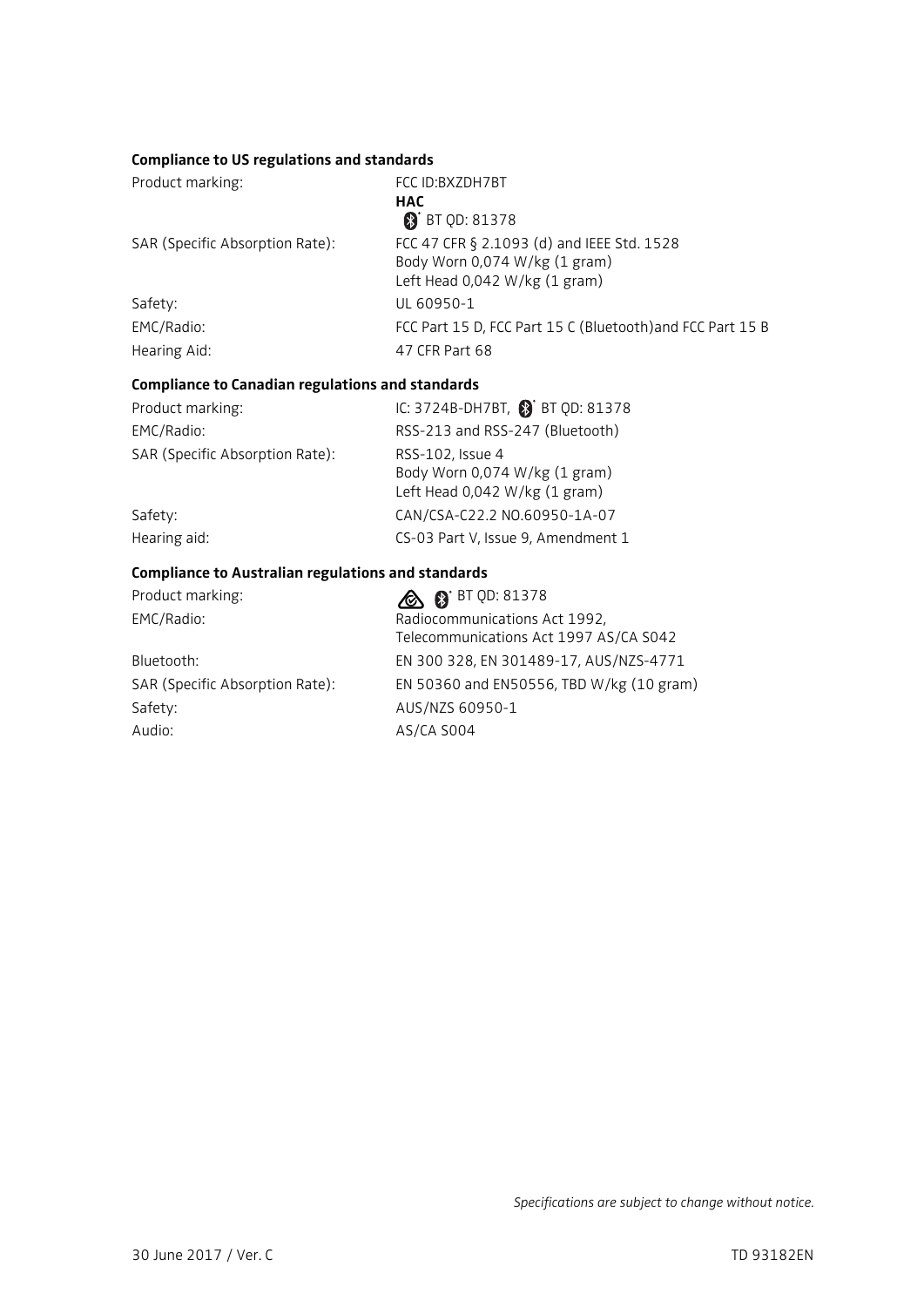**Compliance to US regulations and standards**

| | |
|---|---|
| Product marking: | FCC ID:BXZDH7BT<br>**HAC**<br>BT QD: 81378 |
| SAR (Specific Absorption Rate): | FCC 47 CFR § 2.1093 (d) and IEEE Std. 1528<br>Body Worn 0,074 W/kg (1 gram)<br>Left Head 0,042 W/kg (1 gram) |
| Safety: | UL 60950-1 |
| EMC/Radio: | FCC Part 15 D, FCC Part 15 C (Bluetooth)and FCC Part 15 B |
| Hearing Aid: | 47 CFR Part 68 |

**Compliance to Canadian regulations and standards**

| | |
|---|---|
| Product marking: | IC: 3724B-DH7BT, BT QD: 81378 |
| EMC/Radio: | RSS-213 and RSS-247 (Bluetooth) |
| SAR (Specific Absorption Rate): | RSS-102, Issue 4<br>Body Worn 0,074 W/kg (1 gram)<br>Left Head 0,042 W/kg (1 gram) |
| Safety: | CAN/CSA-C22.2 NO.60950-1A-07 |
| Hearing aid: | CS-03 Part V, Issue 9, Amendment 1 |

**Compliance to Australian regulations and standards**

| | |
|---|---|
| Product marking: | BT QD: 81378 |
| EMC/Radio: | Radiocommunications Act 1992,<br>Telecommunications Act 1997 AS/CA S042 |
| Bluetooth: | EN 300 328, EN 301489-17, AUS/NZS-4771 |
| SAR (Specific Absorption Rate): | EN 50360 and EN50556, TBD W/kg (10 gram) |
| Safety: | AUS/NZS 60950-1 |
| Audio: | AS/CA S004 |

*Specifications are subject to change without notice.*

30 June 2017 / Ver. C

TD 93182EN